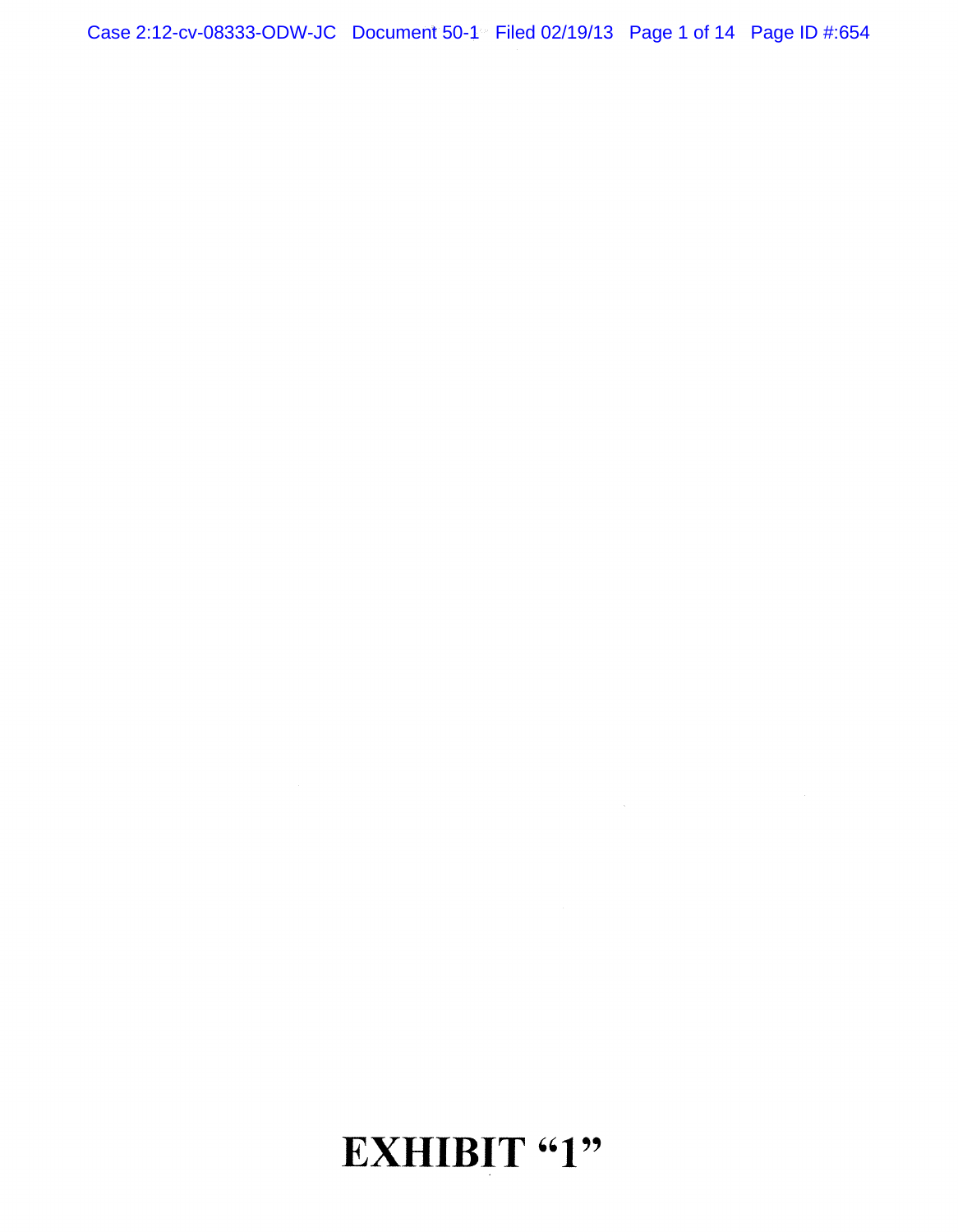# EXHIBIT "1"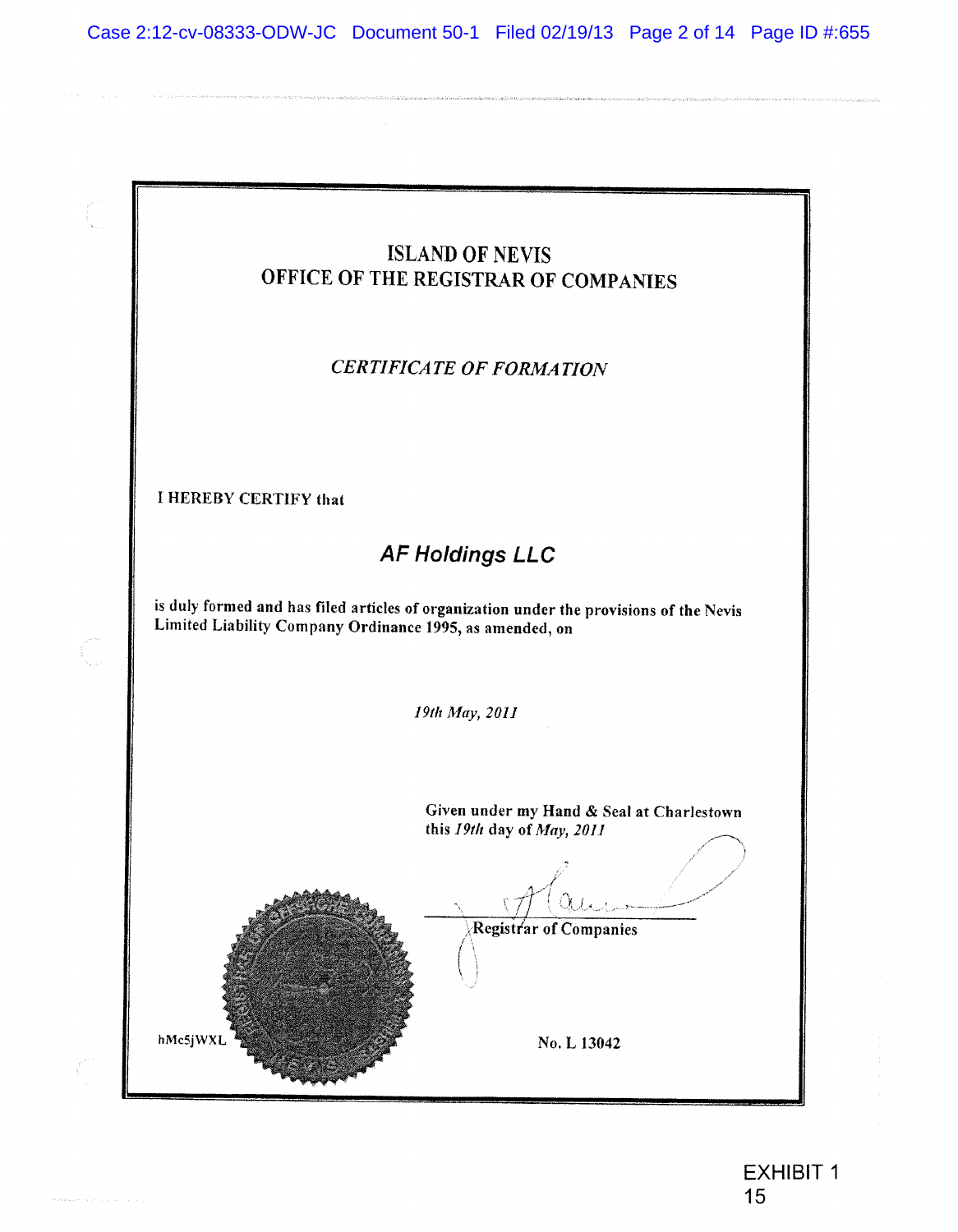# ISLAND OF NEVIS
## OFFICE OF THE REGISTRAR OF COMPANIES

*CERTIFICATE OF FORMATION*

I HEREBY CERTIFY that

**AF Holdings LLC**

is duly formed and has filed articles of organization under the provisions of the Nevis Limited Liability Company Ordinance 1995, as amended, on

*19th May, 2011*

Given under my Hand & Seal at Charlestown this *19th* day of *May, 2011*

Registrar of Companies

hMc5jWXL

No. L 13042

EXHIBIT 1
15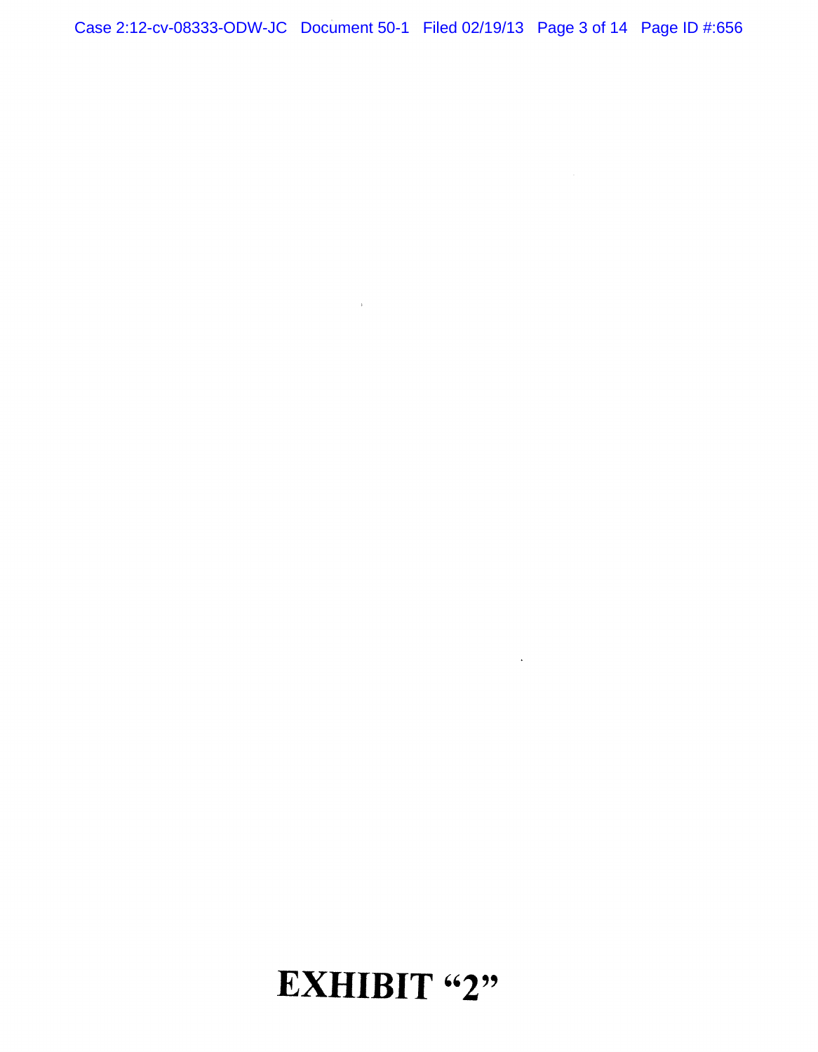# EXHIBIT "2"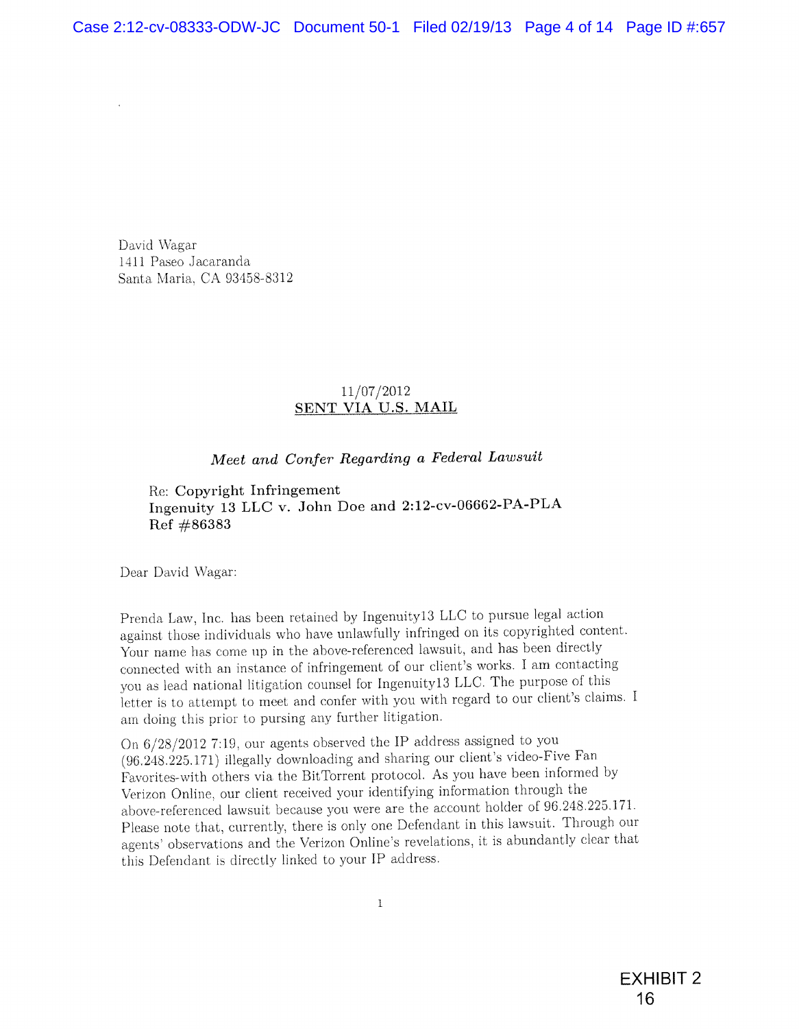David Wagar
1411 Paseo Jacaranda
Santa Maria, CA 93458-8312

11/07/2012
**SENT VIA U.S. MAIL**

*Meet and Confer Regarding a Federal Lawsuit*

Re: **Copyright Infringement**
**Ingenuity 13 LLC v. John Doe and 2:12-cv-06662-PA-PLA**
**Ref #86383**

Dear David Wagar:

Prenda Law, Inc. has been retained by Ingenuity13 LLC to pursue legal action against those individuals who have unlawfully infringed on its copyrighted content. Your name has come up in the above-referenced lawsuit, and has been directly connected with an instance of infringement of our client's works. I am contacting you as lead national litigation counsel for Ingenuity13 LLC. The purpose of this letter is to attempt to meet and confer with you with regard to our client's claims. I am doing this prior to pursing any further litigation.

On 6/28/2012 7:19, our agents observed the IP address assigned to you (96.248.225.171) illegally downloading and sharing our client's video-Five Fan Favorites-with others via the BitTorrent protocol. As you have been informed by Verizon Online, our client received your identifying information through the above-referenced lawsuit because you were are the account holder of 96.248.225.171. Please note that, currently, there is only one Defendant in this lawsuit. Through our agents' observations and the Verizon Online's revelations, it is abundantly clear that this Defendant is directly linked to your IP address.

EXHIBIT 2
16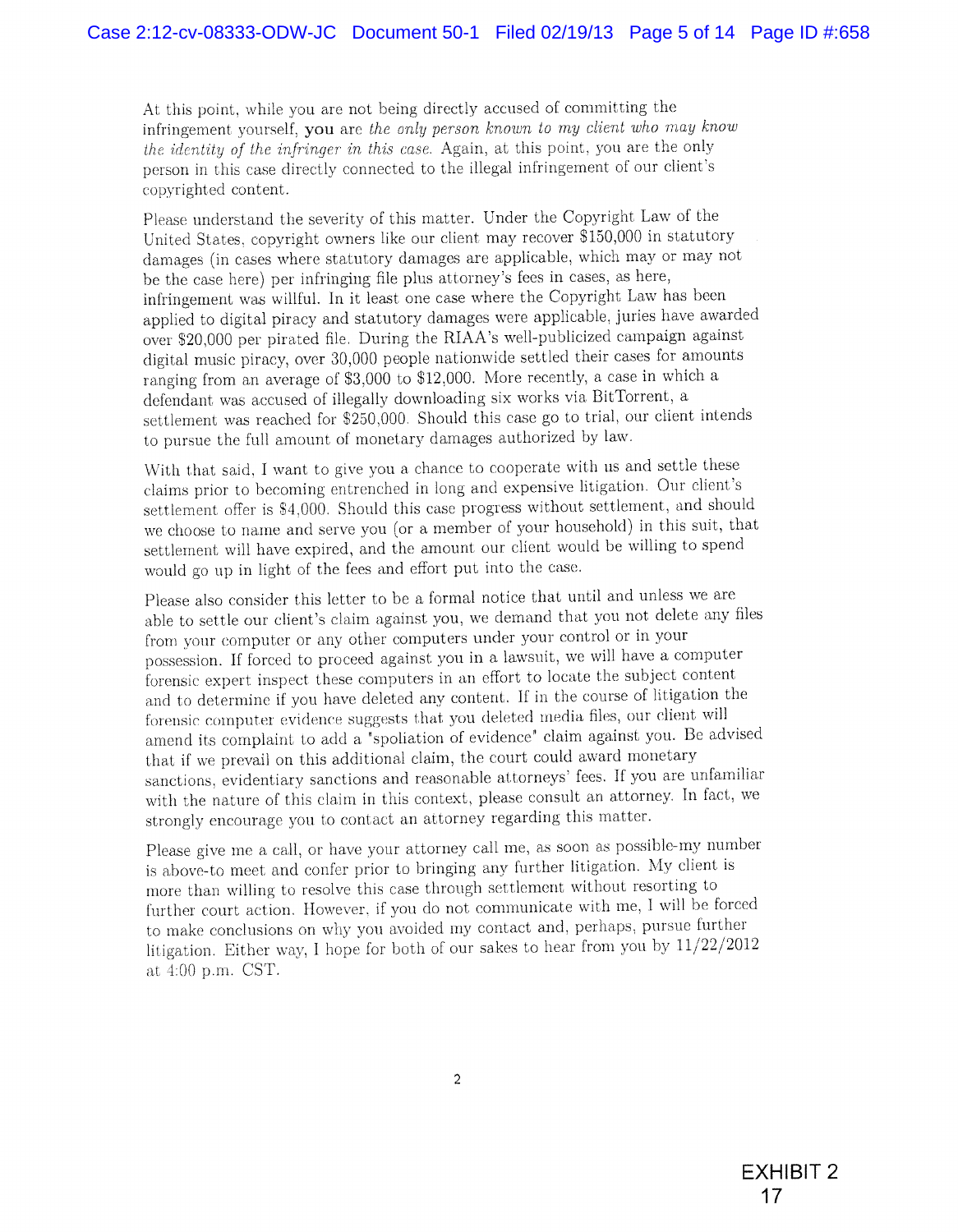At this point, while you are not being directly accused of committing the infringement yourself, **you** are *the only person known to my client who may know the identity of the infringer in this case.* Again, at this point, you are the only person in this case directly connected to the illegal infringement of our client's copyrighted content.

Please understand the severity of this matter. Under the Copyright Law of the United States, copyright owners like our client may recover $150,000 in statutory damages (in cases where statutory damages are applicable, which may or may not be the case here) per infringing file plus attorney's fees in cases, as here, infringement was willful. In it least one case where the Copyright Law has been applied to digital piracy and statutory damages were applicable, juries have awarded over $20,000 per pirated file. During the RIAA's well-publicized campaign against digital music piracy, over 30,000 people nationwide settled their cases for amounts ranging from an average of $3,000 to $12,000. More recently, a case in which a defendant was accused of illegally downloading six works via BitTorrent, a settlement was reached for $250,000. Should this case go to trial, our client intends to pursue the full amount of monetary damages authorized by law.

With that said, I want to give you a chance to cooperate with us and settle these claims prior to becoming entrenched in long and expensive litigation. Our client's settlement offer is $4,000. Should this case progress without settlement, and should we choose to name and serve you (or a member of your household) in this suit, that settlement will have expired, and the amount our client would be willing to spend would go up in light of the fees and effort put into the case.

Please also consider this letter to be a formal notice that until and unless we are able to settle our client's claim against you, we demand that you not delete any files from your computer or any other computers under your control or in your possession. If forced to proceed against you in a lawsuit, we will have a computer forensic expert inspect these computers in an effort to locate the subject content and to determine if you have deleted any content. If in the course of litigation the forensic computer evidence suggests that you deleted media files, our client will amend its complaint to add a "spoliation of evidence" claim against you. Be advised that if we prevail on this additional claim, the court could award monetary sanctions, evidentiary sanctions and reasonable attorneys' fees. If you are unfamiliar with the nature of this claim in this context, please consult an attorney. In fact, we strongly encourage you to contact an attorney regarding this matter.

Please give me a call, or have your attorney call me, as soon as possible-my number is above-to meet and confer prior to bringing any further litigation. My client is more than willing to resolve this case through settlement without resorting to further court action. However, if you do not communicate with me, I will be forced to make conclusions on why you avoided my contact and, perhaps, pursue further litigation. Either way, I hope for both of our sakes to hear from you by 11/22/2012 at 4:00 p.m. CST.

EXHIBIT 2
17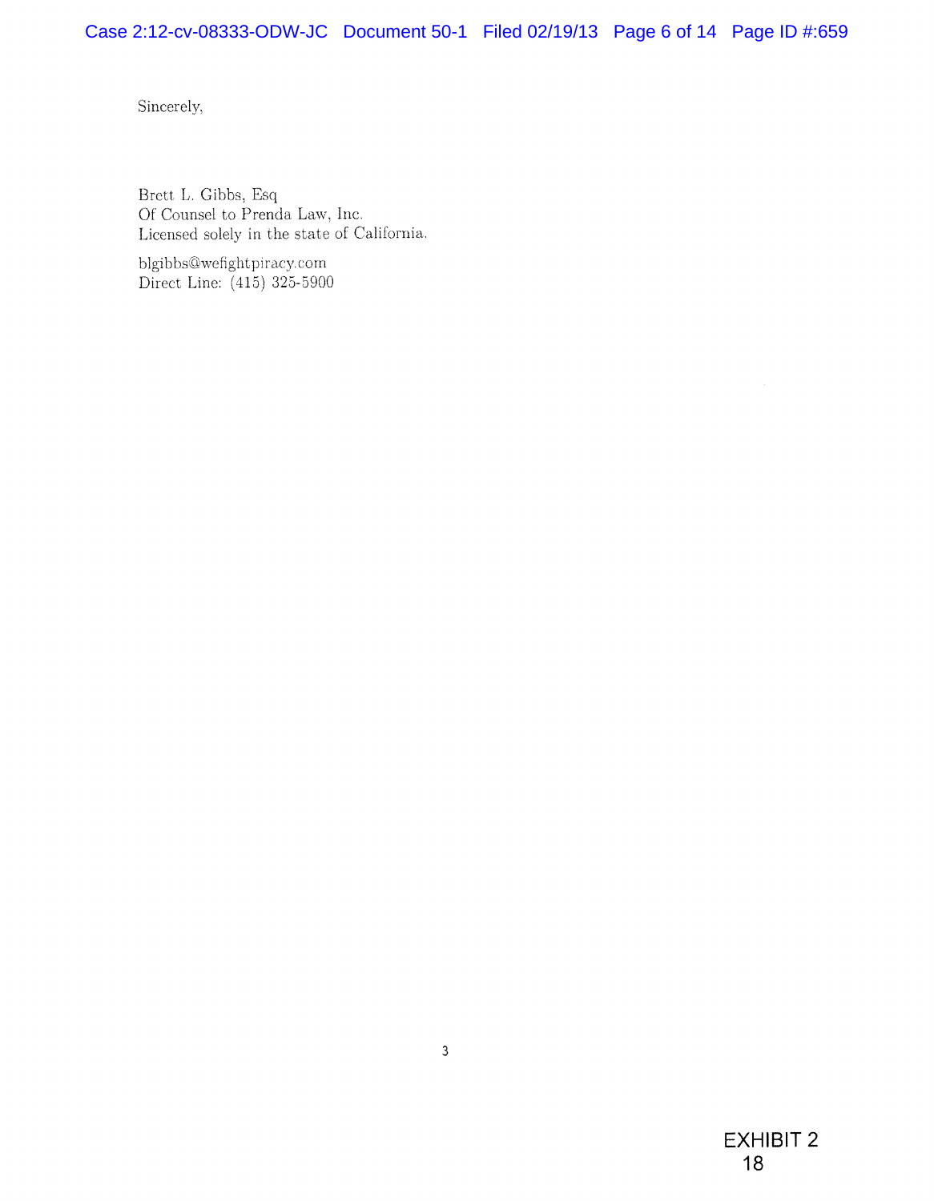Sincerely,

Brett L. Gibbs, Esq
Of Counsel to Prenda Law, Inc.
Licensed solely in the state of California.

blgibbs@wefightpiracy.com
Direct Line: (415) 325-5900

EXHIBIT 2
18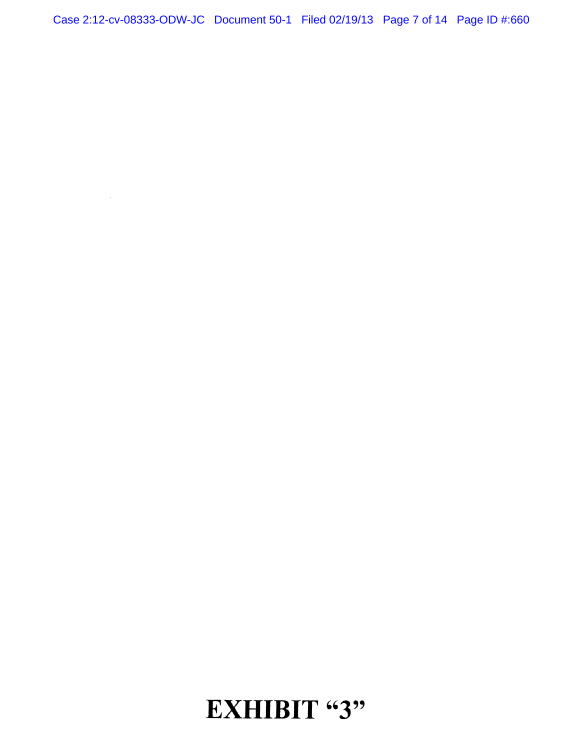# EXHIBIT "3"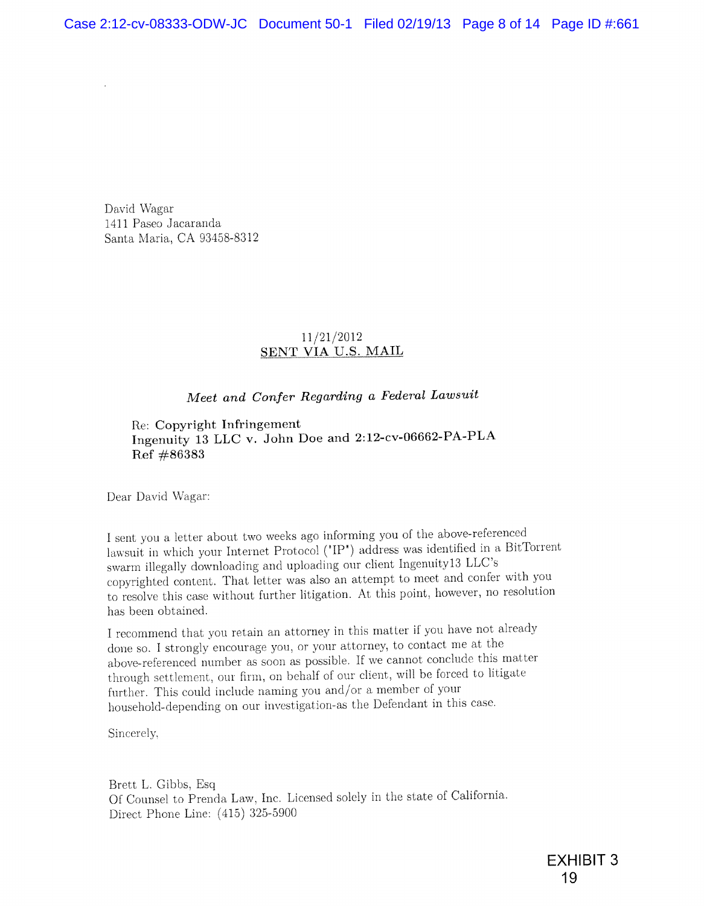David Wagar
1411 Paseo Jacaranda
Santa Maria, CA 93458-8312

11/21/2012
SENT VIA U.S. MAIL

*Meet and Confer Regarding a Federal Lawsuit*

Re: Copyright Infringement
Ingenuity 13 LLC v. John Doe and 2:12-cv-06662-PA-PLA
Ref #86383

Dear David Wagar:

I sent you a letter about two weeks ago informing you of the above-referenced lawsuit in which your Internet Protocol ("IP") address was identified in a BitTorrent swarm illegally downloading and uploading our client Ingenuity13 LLC's copyrighted content. That letter was also an attempt to meet and confer with you to resolve this case without further litigation. At this point, however, no resolution has been obtained.

I recommend that you retain an attorney in this matter if you have not already done so. I strongly encourage you, or your attorney, to contact me at the above-referenced number as soon as possible. If we cannot conclude this matter through settlement, our firm, on behalf of our client, will be forced to litigate further. This could include naming you and/or a member of your household-depending on our investigation-as the Defendant in this case.

Sincerely,

Brett L. Gibbs, Esq
Of Counsel to Prenda Law, Inc. Licensed solely in the state of California.
Direct Phone Line: (415) 325-5900

EXHIBIT 3
19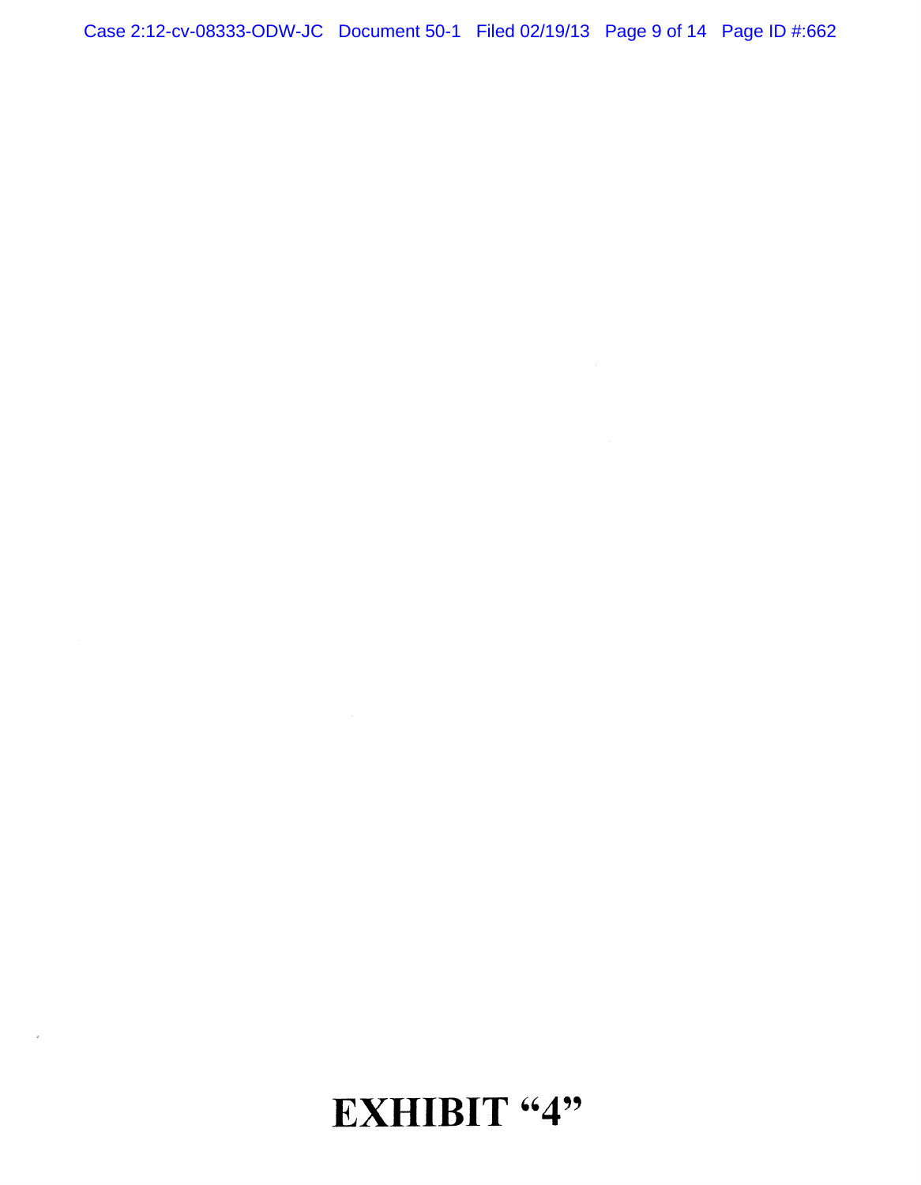# EXHIBIT "4"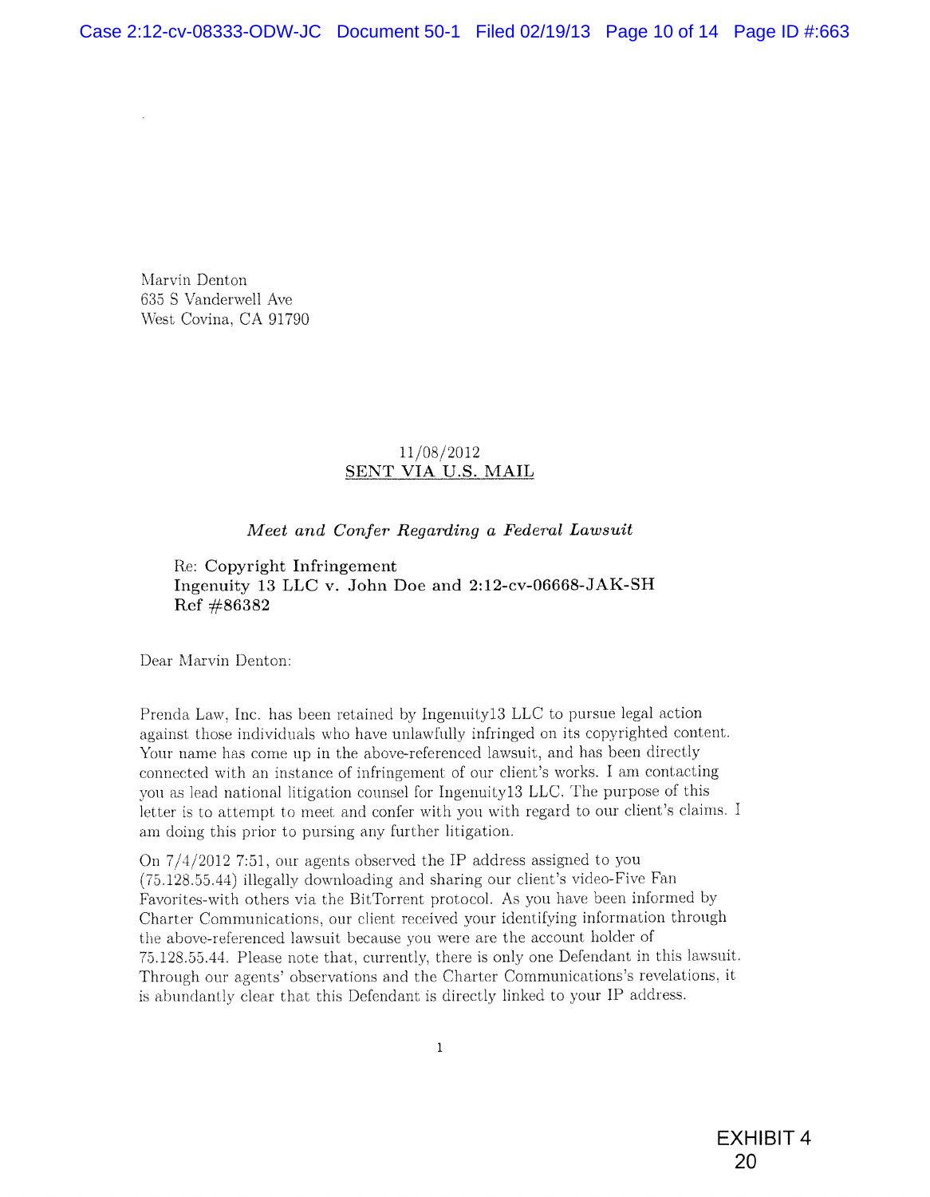Marvin Denton
635 S Vanderwell Ave
West Covina, CA 91790

11/08/2012
<u>SENT VIA U.S. MAIL</u>

*Meet and Confer Regarding a Federal Lawsuit*

Re: Copyright Infringement
Ingenuity 13 LLC v. John Doe and 2:12-cv-06668-JAK-SH
Ref #86382

Dear Marvin Denton:

Prenda Law, Inc. has been retained by Ingenuity13 LLC to pursue legal action against those individuals who have unlawfully infringed on its copyrighted content. Your name has come up in the above-referenced lawsuit, and has been directly connected with an instance of infringement of our client's works. I am contacting you as lead national litigation counsel for Ingenuity13 LLC. The purpose of this letter is to attempt to meet and confer with you with regard to our client's claims. I am doing this prior to pursing any further litigation.

On 7/4/2012 7:51, our agents observed the IP address assigned to you (75.128.55.44) illegally downloading and sharing our client's video-Five Fan Favorites-with others via the BitTorrent protocol. As you have been informed by Charter Communications, our client received your identifying information through the above-referenced lawsuit because you were are the account holder of 75.128.55.44. Please note that, currently, there is only one Defendant in this lawsuit. Through our agents' observations and the Charter Communications's revelations, it is abundantly clear that this Defendant is directly linked to your IP address.

EXHIBIT 4
20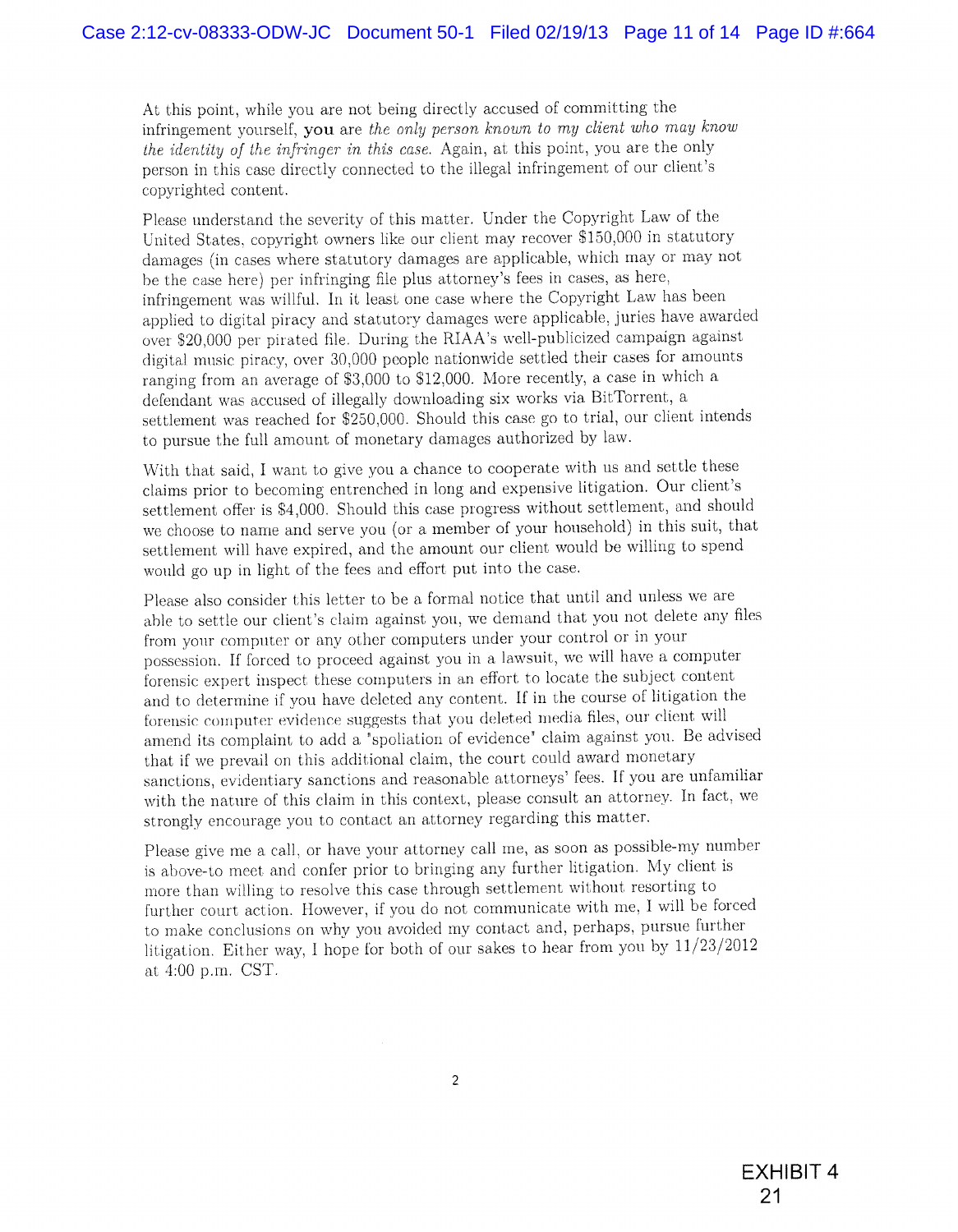At this point, while you are not being directly accused of committing the infringement yourself, **you** are *the only person known to my client who may know the identity of the infringer in this case.* Again, at this point, you are the only person in this case directly connected to the illegal infringement of our client's copyrighted content.

Please understand the severity of this matter. Under the Copyright Law of the United States, copyright owners like our client may recover $150,000 in statutory damages (in cases where statutory damages are applicable, which may or may not be the case here) per infringing file plus attorney's fees in cases, as here, infringement was willful. In it least one case where the Copyright Law has been applied to digital piracy and statutory damages were applicable, juries have awarded over $20,000 per pirated file. During the RIAA's well-publicized campaign against digital music piracy, over 30,000 people nationwide settled their cases for amounts ranging from an average of $3,000 to $12,000. More recently, a case in which a defendant was accused of illegally downloading six works via BitTorrent, a settlement was reached for $250,000. Should this case go to trial, our client intends to pursue the full amount of monetary damages authorized by law.

With that said, I want to give you a chance to cooperate with us and settle these claims prior to becoming entrenched in long and expensive litigation. Our client's settlement offer is $4,000. Should this case progress without settlement, and should we choose to name and serve you (or a member of your household) in this suit, that settlement will have expired, and the amount our client would be willing to spend would go up in light of the fees and effort put into the case.

Please also consider this letter to be a formal notice that until and unless we are able to settle our client's claim against you, we demand that you not delete any files from your computer or any other computers under your control or in your possession. If forced to proceed against you in a lawsuit, we will have a computer forensic expert inspect these computers in an effort to locate the subject content and to determine if you have deleted any content. If in the course of litigation the forensic computer evidence suggests that you deleted media files, our client will amend its complaint to add a "spoliation of evidence" claim against you. Be advised that if we prevail on this additional claim, the court could award monetary sanctions, evidentiary sanctions and reasonable attorneys' fees. If you are unfamiliar with the nature of this claim in this context, please consult an attorney. In fact, we strongly encourage you to contact an attorney regarding this matter.

Please give me a call, or have your attorney call me, as soon as possible-my number is above-to meet and confer prior to bringing any further litigation. My client is more than willing to resolve this case through settlement without resorting to further court action. However, if you do not communicate with me, I will be forced to make conclusions on why you avoided my contact and, perhaps, pursue further litigation. Either way, I hope for both of our sakes to hear from you by 11/23/2012 at 4:00 p.m. CST.

EXHIBIT 4
21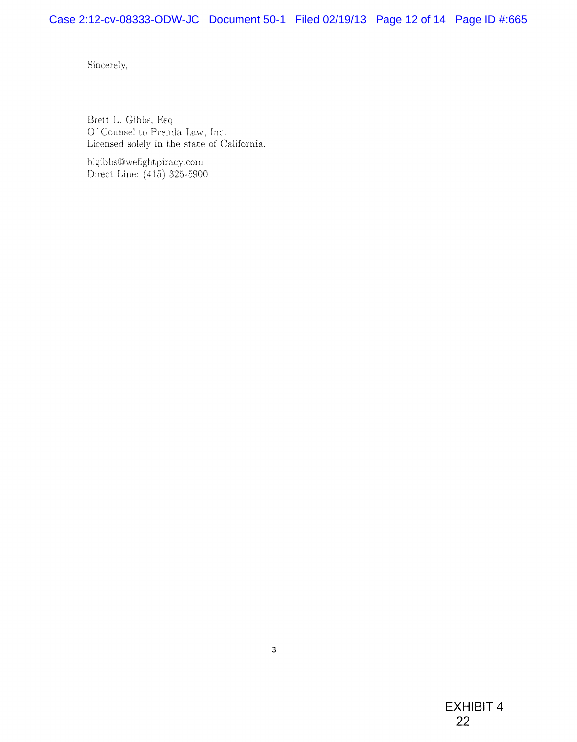Sincerely,

Brett L. Gibbs, Esq
Of Counsel to Prenda Law, Inc.
Licensed solely in the state of California.

blgibbs@wefightpiracy.com
Direct Line: (415) 325-5900

EXHIBIT 4
22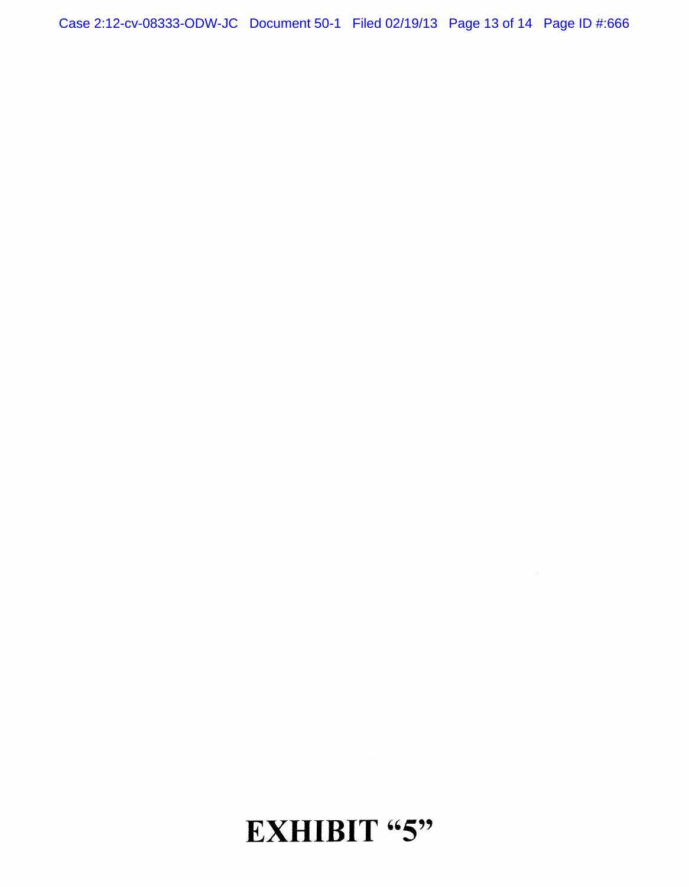# EXHIBIT "5"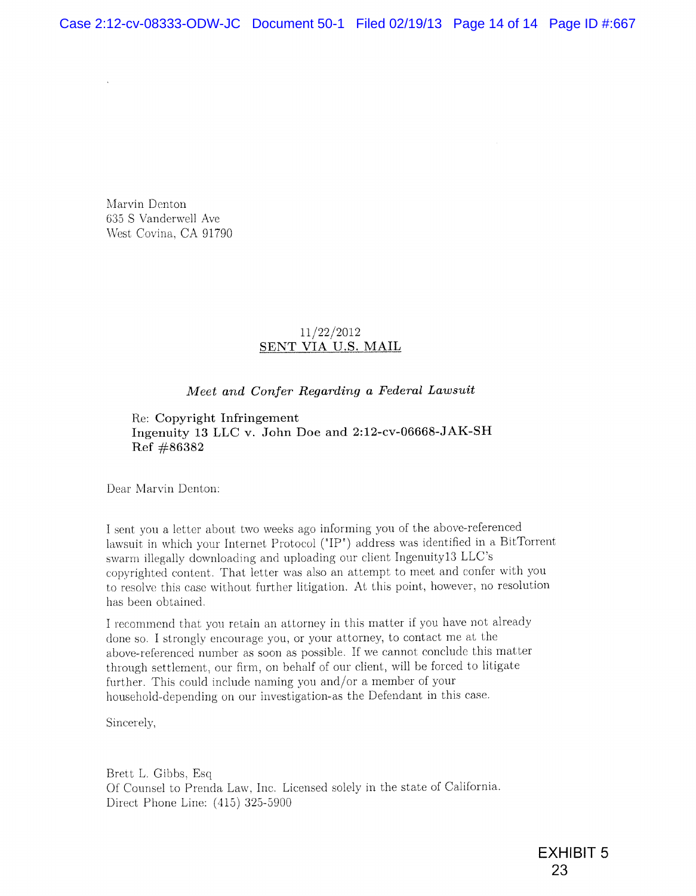Marvin Denton
635 S Vanderwell Ave
West Covina, CA 91790

11/22/2012
<u>SENT VIA U.S. MAIL</u>

*Meet and Confer Regarding a Federal Lawsuit*

Re: **Copyright Infringement**
**Ingenuity 13 LLC v. John Doe and 2:12-cv-06668-JAK-SH**
**Ref #86382**

Dear Marvin Denton:

I sent you a letter about two weeks ago informing you of the above-referenced lawsuit in which your Internet Protocol ("IP") address was identified in a BitTorrent swarm illegally downloading and uploading our client Ingenuity13 LLC's copyrighted content. That letter was also an attempt to meet and confer with you to resolve this case without further litigation. At this point, however, no resolution has been obtained.

I recommend that you retain an attorney in this matter if you have not already done so. I strongly encourage you, or your attorney, to contact me at the above-referenced number as soon as possible. If we cannot conclude this matter through settlement, our firm, on behalf of our client, will be forced to litigate further. This could include naming you and/or a member of your household-depending on our investigation-as the Defendant in this case.

Sincerely,

Brett L. Gibbs, Esq
Of Counsel to Prenda Law, Inc. Licensed solely in the state of California.
Direct Phone Line: (415) 325-5900

EXHIBIT 5
23